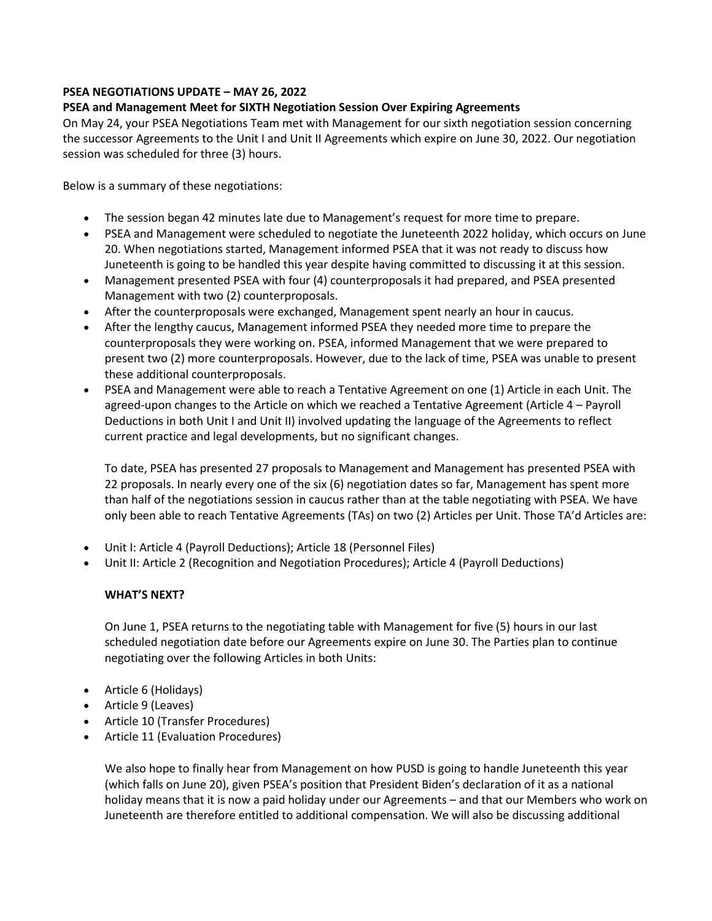**PSEA NEGOTIATIONS UPDATE – MAY 26, 2022**

**PSEA and Management Meet for SIXTH Negotiation Session Over Expiring Agreements**

On May 24, your PSEA Negotiations Team met with Management for our sixth negotiation session concerning the successor Agreements to the Unit I and Unit II Agreements which expire on June 30, 2022. Our negotiation session was scheduled for three (3) hours.

Below is a summary of these negotiations:

- The session began 42 minutes late due to Management's request for more time to prepare.
- PSEA and Management were scheduled to negotiate the Juneteenth 2022 holiday, which occurs on June 20. When negotiations started, Management informed PSEA that it was not ready to discuss how Juneteenth is going to be handled this year despite having committed to discussing it at this session.
- Management presented PSEA with four (4) counterproposals it had prepared, and PSEA presented Management with two (2) counterproposals.
- After the counterproposals were exchanged, Management spent nearly an hour in caucus.
- After the lengthy caucus, Management informed PSEA they needed more time to prepare the counterproposals they were working on. PSEA, informed Management that we were prepared to present two (2) more counterproposals. However, due to the lack of time, PSEA was unable to present these additional counterproposals.
- PSEA and Management were able to reach a Tentative Agreement on one (1) Article in each Unit. The agreed-upon changes to the Article on which we reached a Tentative Agreement (Article 4 – Payroll Deductions in both Unit I and Unit II) involved updating the language of the Agreements to reflect current practice and legal developments, but no significant changes.

To date, PSEA has presented 27 proposals to Management and Management has presented PSEA with 22 proposals. In nearly every one of the six (6) negotiation dates so far, Management has spent more than half of the negotiations session in caucus rather than at the table negotiating with PSEA. We have only been able to reach Tentative Agreements (TAs) on two (2) Articles per Unit. Those TA'd Articles are:

- Unit I: Article 4 (Payroll Deductions); Article 18 (Personnel Files)
- Unit II: Article 2 (Recognition and Negotiation Procedures); Article 4 (Payroll Deductions)

**WHAT'S NEXT?**

On June 1, PSEA returns to the negotiating table with Management for five (5) hours in our last scheduled negotiation date before our Agreements expire on June 30. The Parties plan to continue negotiating over the following Articles in both Units:

- Article 6 (Holidays)
- Article 9 (Leaves)
- Article 10 (Transfer Procedures)
- Article 11 (Evaluation Procedures)

We also hope to finally hear from Management on how PUSD is going to handle Juneteenth this year (which falls on June 20), given PSEA's position that President Biden's declaration of it as a national holiday means that it is now a paid holiday under our Agreements – and that our Members who work on Juneteenth are therefore entitled to additional compensation. We will also be discussing additional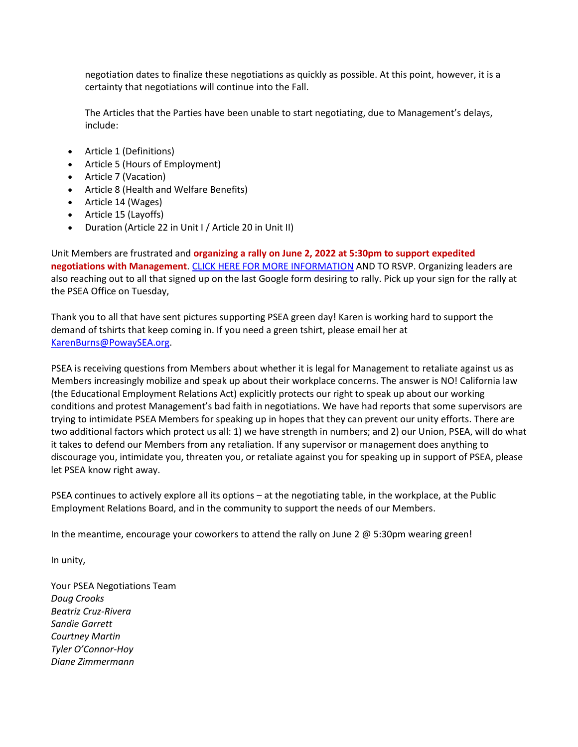negotiation dates to finalize these negotiations as quickly as possible. At this point, however, it is a certainty that negotiations will continue into the Fall.

The Articles that the Parties have been unable to start negotiating, due to Management's delays, include:

- Article 1 (Definitions)
- Article 5 (Hours of Employment)
- Article 7 (Vacation)
- Article 8 (Health and Welfare Benefits)
- Article 14 (Wages)
- Article 15 (Layoffs)
- Duration (Article 22 in Unit I / Article 20 in Unit II)

Unit Members are frustrated and **organizing a rally on June 2, 2022 at 5:30pm to support expedited negotiations with Management**. CLICK HERE FOR MORE INFORMATION AND TO RSVP. Organizing leaders are also reaching out to all that signed up on the last Google form desiring to rally. Pick up your sign for the rally at the PSEA Office on Tuesday,

Thank you to all that have sent pictures supporting PSEA green day! Karen is working hard to support the demand of tshirts that keep coming in. If you need a green tshirt, please email her at KarenBurns@PowaySEA.org.

PSEA is receiving questions from Members about whether it is legal for Management to retaliate against us as Members increasingly mobilize and speak up about their workplace concerns. The answer is NO! California law (the Educational Employment Relations Act) explicitly protects our right to speak up about our working conditions and protest Management's bad faith in negotiations. We have had reports that some supervisors are trying to intimidate PSEA Members for speaking up in hopes that they can prevent our unity efforts. There are two additional factors which protect us all: 1) we have strength in numbers; and 2) our Union, PSEA, will do what it takes to defend our Members from any retaliation. If any supervisor or management does anything to discourage you, intimidate you, threaten you, or retaliate against you for speaking up in support of PSEA, please let PSEA know right away.

PSEA continues to actively explore all its options – at the negotiating table, in the workplace, at the Public Employment Relations Board, and in the community to support the needs of our Members.

In the meantime, encourage your coworkers to attend the rally on June 2 @ 5:30pm wearing green!

In unity,

Your PSEA Negotiations Team
*Doug Crooks*
*Beatriz Cruz-Rivera*
*Sandie Garrett*
*Courtney Martin*
*Tyler O'Connor-Hoy*
*Diane Zimmermann*